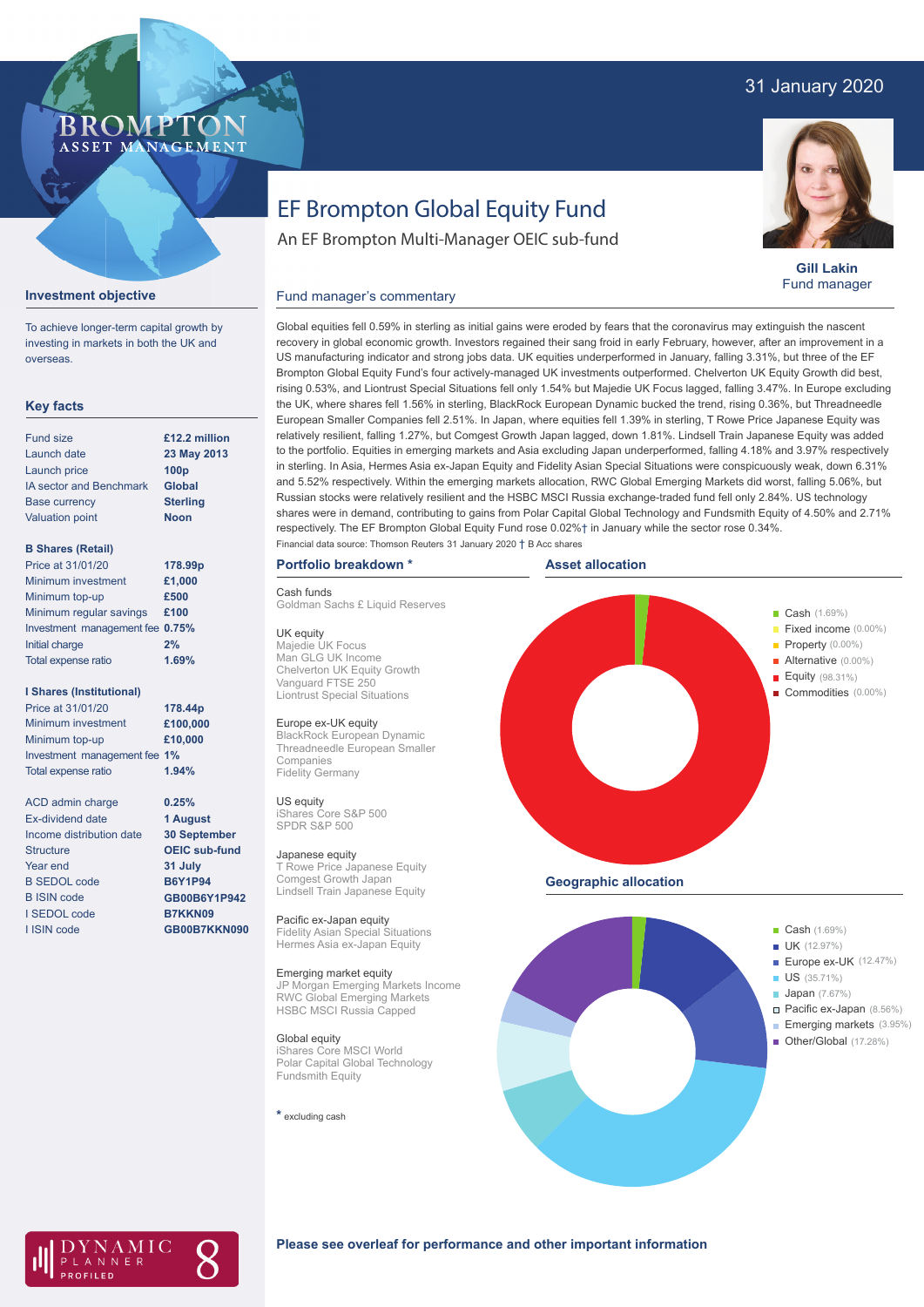31 January 2020

BROMPTON ASSET MANAGEMENT

# EF Brompton Global Equity Fund

An EF Brompton Multi-Manager OEIC sub-fund

**Gill Lakin**
Fund manager

## Investment objective

To achieve longer-term capital growth by investing in markets in both the UK and overseas.

## Key facts

| | |
|---|---|
| Fund size | £12.2 million |
| Launch date | 23 May 2013 |
| Launch price | 100p |
| IA sector and Benchmark | Global |
| Base currency | Sterling |
| Valuation point | Noon |

**B Shares (Retail)**

| | |
|---|---|
| Price at 31/01/20 | 178.99p |
| Minimum investment | £1,000 |
| Minimum top-up | £500 |
| Minimum regular savings | £100 |
| Investment management fee | 0.75% |
| Initial charge | 2% |
| Total expense ratio | 1.69% |

**I Shares (Institutional)**

| | |
|---|---|
| Price at 31/01/20 | 178.44p |
| Minimum investment | £100,000 |
| Minimum top-up | £10,000 |
| Investment management fee | 1% |
| Total expense ratio | 1.94% |

| | |
|---|---|
| ACD admin charge | 0.25% |
| Ex-dividend date | 1 August |
| Income distribution date | 30 September |
| Structure | OEIC sub-fund |
| Year end | 31 July |
| B SEDOL code | B6Y1P94 |
| B ISIN code | GB00B6Y1P942 |
| I SEDOL code | B7KKN09 |
| I ISIN code | GB00B7KKN090 |

## Fund manager's commentary

Global equities fell 0.59% in sterling as initial gains were eroded by fears that the coronavirus may extinguish the nascent recovery in global economic growth. Investors regained their sang froid in early February, however, after an improvement in a US manufacturing indicator and strong jobs data. UK equities underperformed in January, falling 3.31%, but three of the EF Brompton Global Equity Fund's four actively-managed UK investments outperformed. Chelverton UK Equity Growth did best, rising 0.53%, and Liontrust Special Situations fell only 1.54% but Majedie UK Focus lagged, falling 3.47%. In Europe excluding the UK, where shares fell 1.56% in sterling, BlackRock European Dynamic bucked the trend, rising 0.36%, but Threadneedle European Smaller Companies fell 2.51%. In Japan, where equities fell 1.39% in sterling, T Rowe Price Japanese Equity was relatively resilient, falling 1.27%, but Comgest Growth Japan lagged, down 1.81%. Lindsell Train Japanese Equity was added to the portfolio. Equities in emerging markets and Asia excluding Japan underperformed, falling 4.18% and 3.97% respectively in sterling. In Asia, Hermes Asia ex-Japan Equity and Fidelity Asian Special Situations were conspicuously weak, down 6.31% and 5.52% respectively. Within the emerging markets allocation, RWC Global Emerging Markets did worst, falling 5.06%, but Russian stocks were relatively resilient and the HSBC MSCI Russia exchange-traded fund fell only 2.84%. US technology shares were in demand, contributing to gains from Polar Capital Global Technology and Fundsmith Equity of 4.50% and 2.71% respectively. The EF Brompton Global Equity Fund rose 0.02%† in January while the sector rose 0.34%.

Financial data source: Thomson Reuters 31 January 2020 † B Acc shares

## Portfolio breakdown *

**Cash funds**
Goldman Sachs £ Liquid Reserves

**UK equity**
Majedie UK Focus
Man GLG UK Income
Chelverton UK Equity Growth
Vanguard FTSE 250
Liontrust Special Situations

**Europe ex-UK equity**
BlackRock European Dynamic
Threadneedle European Smaller Companies
Fidelity Germany

**US equity**
iShares Core S&P 500
SPDR S&P 500

**Japanese equity**
T Rowe Price Japanese Equity
Comgest Growth Japan
Lindsell Train Japanese Equity

**Pacific ex-Japan equity**
Fidelity Asian Special Situations
Hermes Asia ex-Japan Equity

**Emerging market equity**
JP Morgan Emerging Markets Income
RWC Global Emerging Markets
HSBC MSCI Russia Capped

**Global equity**
iShares Core MSCI World
Polar Capital Global Technology
Fundsmith Equity

* excluding cash

## Asset allocation

- Cash (1.69%)
- Fixed income (0.00%)
- Property (0.00%)
- Alternative (0.00%)
- Equity (98.31%)
- Commodities (0.00%)

## Geographic allocation

- Cash (1.69%)
- UK (12.97%)
- Europe ex-UK (12.47%)
- US (35.71%)
- Japan (7.67%)
- Pacific ex-Japan (8.56%)
- Emerging markets (3.95%)
- Other/Global (17.28%)

DYNAMIC PLANNER PROFILED 8

**Please see overleaf for performance and other important information**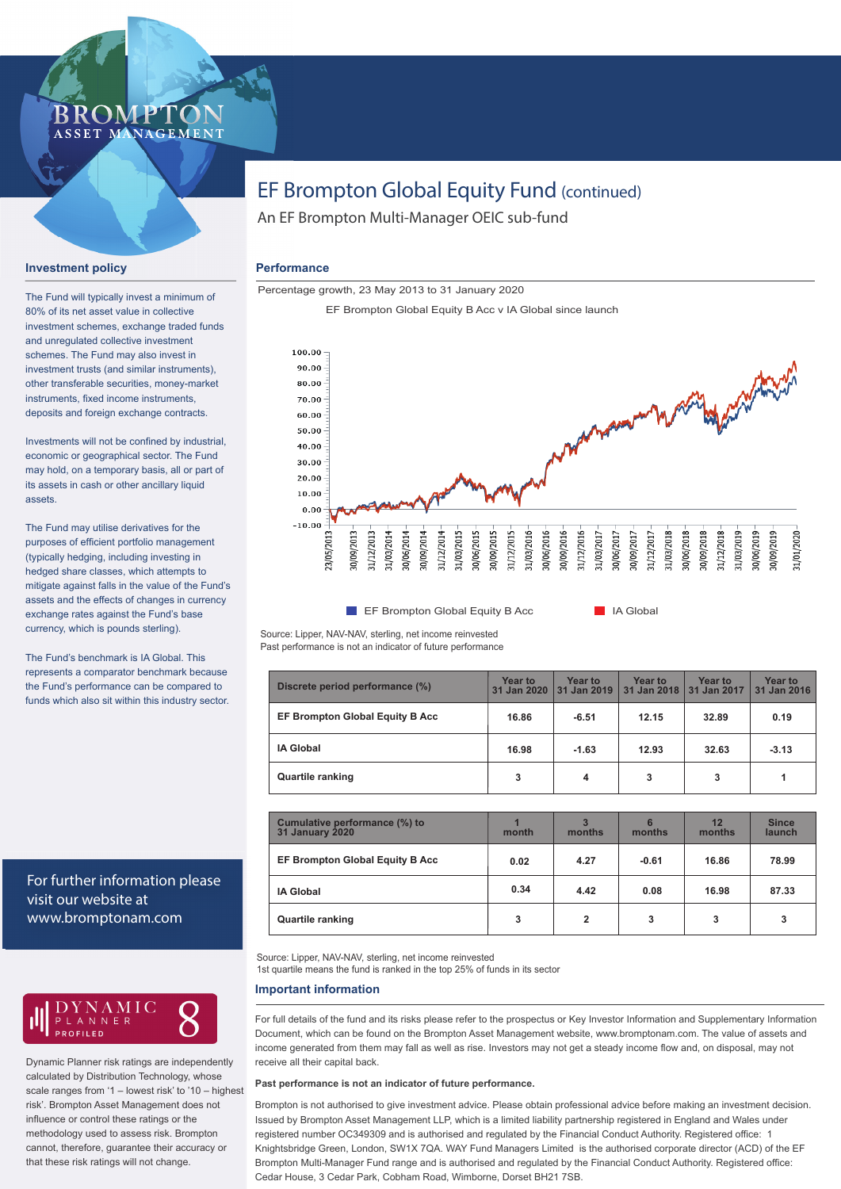# EF Brompton Global Equity Fund (continued)

An EF Brompton Multi-Manager OEIC sub-fund

## Investment policy

The Fund will typically invest a minimum of 80% of its net asset value in collective investment schemes, exchange traded funds and unregulated collective investment schemes. The Fund may also invest in investment trusts (and similar instruments), other transferable securities, money-market instruments, fixed income instruments, deposits and foreign exchange contracts.

Investments will not be confined by industrial, economic or geographical sector. The Fund may hold, on a temporary basis, all or part of its assets in cash or other ancillary liquid assets.

The Fund may utilise derivatives for the purposes of efficient portfolio management (typically hedging, including investing in hedged share classes, which attempts to mitigate against falls in the value of the Fund's assets and the effects of changes in currency exchange rates against the Fund's base currency, which is pounds sterling).

The Fund's benchmark is IA Global. This represents a comparator benchmark because the Fund's performance can be compared to funds which also sit within this industry sector.

For further information please visit our website at www.bromptonam.com

DYNAMIC PLANNER PROFILED 8

Dynamic Planner risk ratings are independently calculated by Distribution Technology, whose scale ranges from '1 – lowest risk' to '10 – highest risk'. Brompton Asset Management does not influence or control these ratings or the methodology used to assess risk. Brompton cannot, therefore, guarantee their accuracy or that these risk ratings will not change.

## Performance

Percentage growth, 23 May 2013 to 31 January 2020

EF Brompton Global Equity B Acc v IA Global since launch

100.00
90.00
80.00
70.00
60.00
50.00
40.00
30.00
20.00
10.00
0.00
-10.00

23/05/2013 30/09/2013 31/12/2013 31/03/2014 30/06/2014 30/09/2014 31/12/2014 31/03/2015 30/06/2015 30/09/2015 31/12/2015 31/03/2016 30/06/2016 30/09/2016 31/12/2016 31/03/2017 30/06/2017 30/09/2017 31/12/2017 31/03/2018 30/06/2018 30/09/2018 31/12/2018 31/03/2019 30/06/2019 30/09/2019 31/01/2020

EF Brompton Global Equity B Acc
IA Global

Source: Lipper, NAV-NAV, sterling, net income reinvested
Past performance is not an indicator of future performance

| Discrete period performance (%) | Year to 31 Jan 2020 | Year to 31 Jan 2019 | Year to 31 Jan 2018 | Year to 31 Jan 2017 | Year to 31 Jan 2016 |
|---|---|---|---|---|---|
| **EF Brompton Global Equity B Acc** | 16.86 | -6.51 | 12.15 | 32.89 | 0.19 |
| **IA Global** | 16.98 | -1.63 | 12.93 | 32.63 | -3.13 |
| **Quartile ranking** | 3 | 4 | 3 | 3 | 1 |

| Cumulative performance (%) to 31 January 2020 | 1 month | 3 months | 6 months | 12 months | Since launch |
|---|---|---|---|---|---|
| **EF Brompton Global Equity B Acc** | 0.02 | 4.27 | -0.61 | 16.86 | 78.99 |
| **IA Global** | 0.34 | 4.42 | 0.08 | 16.98 | 87.33 |
| **Quartile ranking** | 3 | 2 | 3 | 3 | 3 |

Source: Lipper, NAV-NAV, sterling, net income reinvested
1st quartile means the fund is ranked in the top 25% of funds in its sector

## Important information

For full details of the fund and its risks please refer to the prospectus or Key Investor Information and Supplementary Information Document, which can be found on the Brompton Asset Management website, www.bromptonam.com. The value of assets and income generated from them may fall as well as rise. Investors may not get a steady income flow and, on disposal, may not receive all their capital back.

**Past performance is not an indicator of future performance.**

Brompton is not authorised to give investment advice. Please obtain professional advice before making an investment decision. Issued by Brompton Asset Management LLP, which is a limited liability partnership registered in England and Wales under registered number OC349309 and is authorised and regulated by the Financial Conduct Authority. Registered office: 1 Knightsbridge Green, London, SW1X 7QA. WAY Fund Managers Limited is the authorised corporate director (ACD) of the EF Brompton Multi-Manager Fund range and is authorised and regulated by the Financial Conduct Authority. Registered office: Cedar House, 3 Cedar Park, Cobham Road, Wimborne, Dorset BH21 7SB.